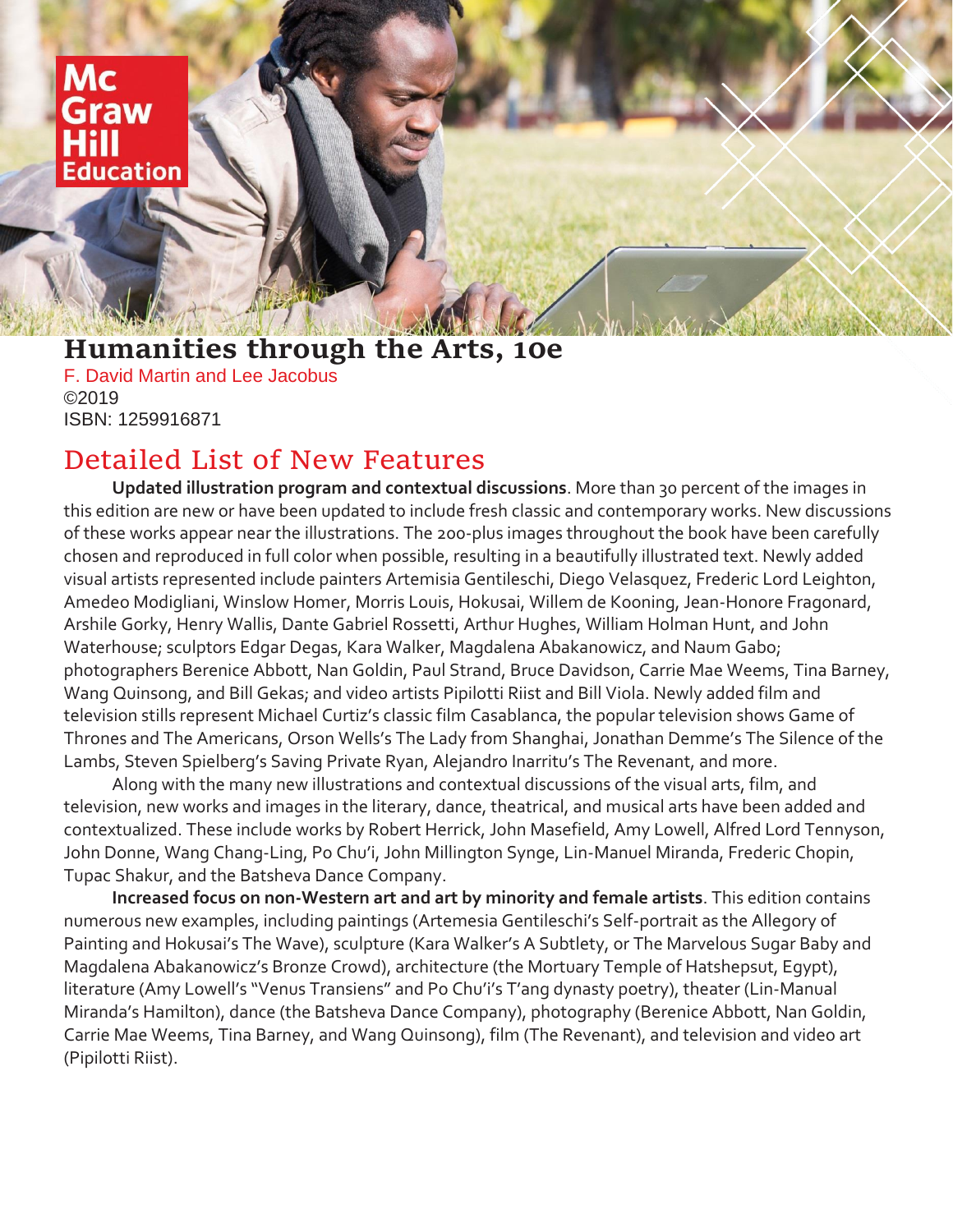Mc Graw Hill Education

# Humanities through the Arts, 10e

F. David Martin and Lee Jacobus
©2019
ISBN: 1259916871

## Detailed List of New Features

**Updated illustration program and contextual discussions**. More than 30 percent of the images in this edition are new or have been updated to include fresh classic and contemporary works. New discussions of these works appear near the illustrations. The 200-plus images throughout the book have been carefully chosen and reproduced in full color when possible, resulting in a beautifully illustrated text. Newly added visual artists represented include painters Artemisia Gentileschi, Diego Velasquez, Frederic Lord Leighton, Amedeo Modigliani, Winslow Homer, Morris Louis, Hokusai, Willem de Kooning, Jean-Honore Fragonard, Arshile Gorky, Henry Wallis, Dante Gabriel Rossetti, Arthur Hughes, William Holman Hunt, and John Waterhouse; sculptors Edgar Degas, Kara Walker, Magdalena Abakanowicz, and Naum Gabo; photographers Berenice Abbott, Nan Goldin, Paul Strand, Bruce Davidson, Carrie Mae Weems, Tina Barney, Wang Quinsong, and Bill Gekas; and video artists Pipilotti Riist and Bill Viola. Newly added film and television stills represent Michael Curtiz's classic film Casablanca, the popular television shows Game of Thrones and The Americans, Orson Wells's The Lady from Shanghai, Jonathan Demme's The Silence of the Lambs, Steven Spielberg's Saving Private Ryan, Alejandro Inarritu's The Revenant, and more.

Along with the many new illustrations and contextual discussions of the visual arts, film, and television, new works and images in the literary, dance, theatrical, and musical arts have been added and contextualized. These include works by Robert Herrick, John Masefield, Amy Lowell, Alfred Lord Tennyson, John Donne, Wang Chang-Ling, Po Chu'i, John Millington Synge, Lin-Manuel Miranda, Frederic Chopin, Tupac Shakur, and the Batsheva Dance Company.

**Increased focus on non-Western art and art by minority and female artists**. This edition contains numerous new examples, including paintings (Artemesia Gentileschi's Self-portrait as the Allegory of Painting and Hokusai's The Wave), sculpture (Kara Walker's A Subtlety, or The Marvelous Sugar Baby and Magdalena Abakanowicz's Bronze Crowd), architecture (the Mortuary Temple of Hatshepsut, Egypt), literature (Amy Lowell's "Venus Transiens" and Po Chu'i's T'ang dynasty poetry), theater (Lin-Manual Miranda's Hamilton), dance (the Batsheva Dance Company), photography (Berenice Abbott, Nan Goldin, Carrie Mae Weems, Tina Barney, and Wang Quinsong), film (The Revenant), and television and video art (Pipilotti Riist).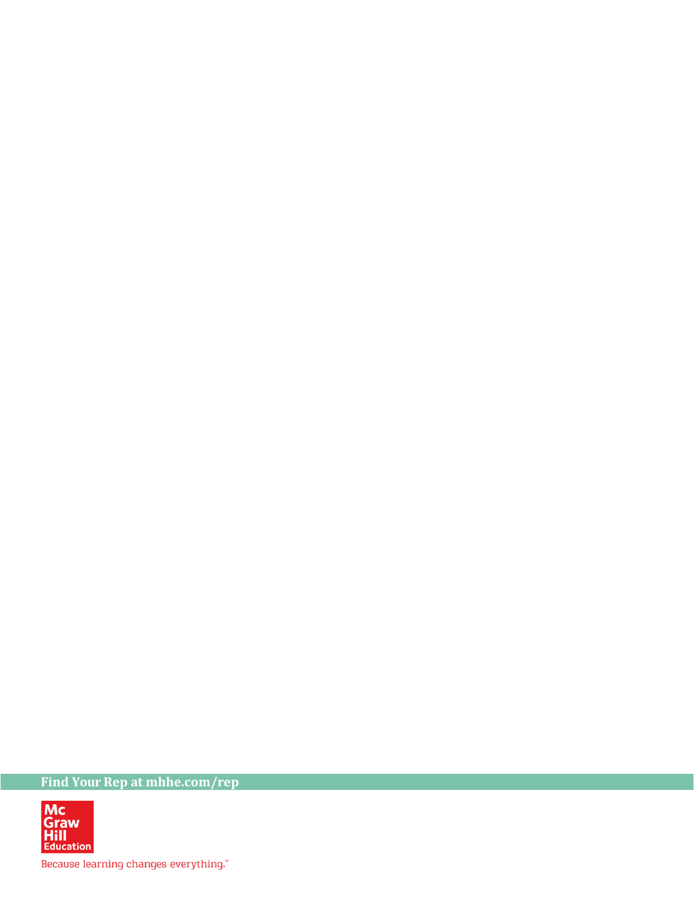**Find Your Rep at mhhe.com/rep**

Mc Graw Hill Education

Because learning changes everything.™